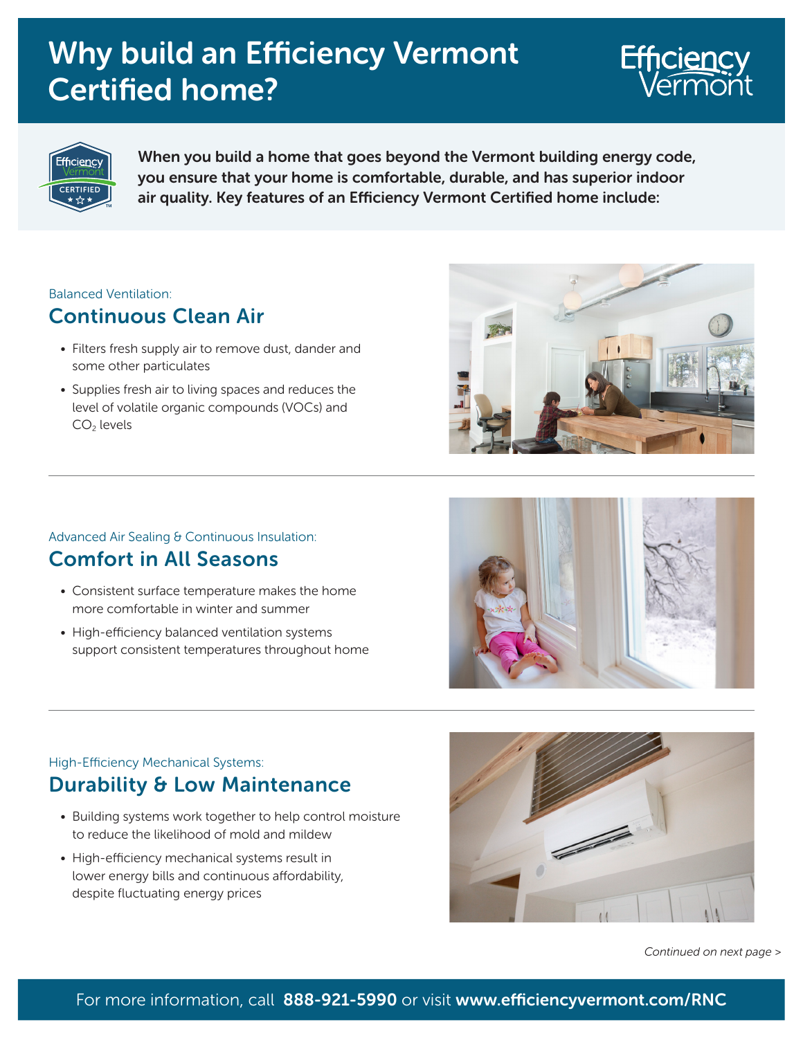# Why build an Efficiency Vermont Certified home?

**When you build a home that goes beyond the Vermont building energy code, you ensure that your home is comfortable, durable, and has superior indoor air quality. Key features of an Efficiency Vermont Certified home include:**

Balanced Ventilation:

## Continuous Clean Air

- Filters fresh supply air to remove dust, dander and some other particulates
- Supplies fresh air to living spaces and reduces the level of volatile organic compounds (VOCs) and $CO_2$ levels

Advanced Air Sealing & Continuous Insulation:

## Comfort in All Seasons

- Consistent surface temperature makes the home more comfortable in winter and summer
- High-efficiency balanced ventilation systems support consistent temperatures throughout home

High-Efficiency Mechanical Systems:

## Durability & Low Maintenance

- Building systems work together to help control moisture to reduce the likelihood of mold and mildew
- High-efficiency mechanical systems result in lower energy bills and continuous affordability, despite fluctuating energy prices

*Continued on next page >*

For more information, call **888-921-5990** or visit **www.efficiencyvermont.com/RNC**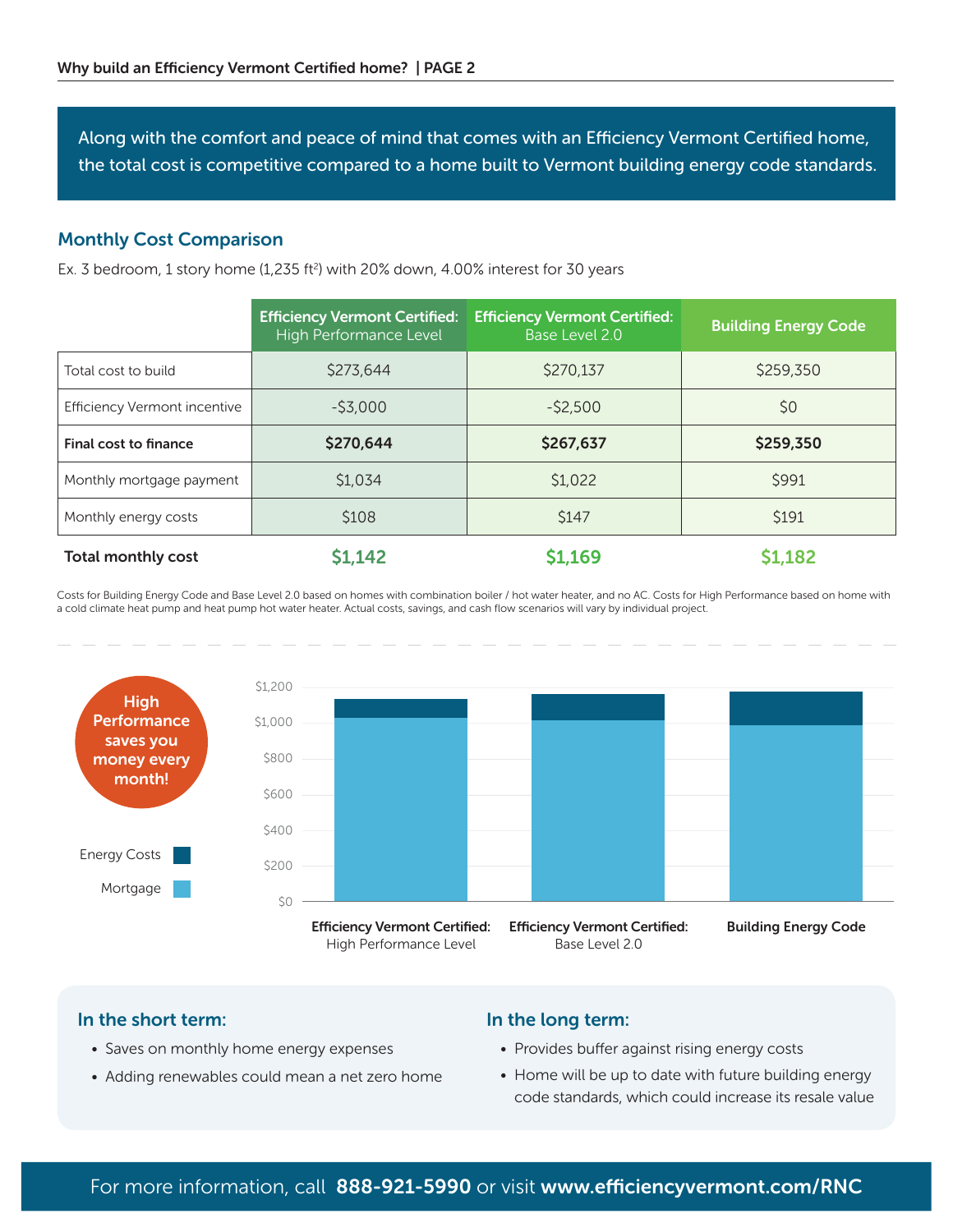Along with the comfort and peace of mind that comes with an Efficiency Vermont Certified home, the total cost is competitive compared to a home built to Vermont building energy code standards.

## Monthly Cost Comparison

Ex. 3 bedroom, 1 story home (1,235 ft$^2$) with 20% down, 4.00% interest for 30 years

| | **Efficiency Vermont Certified:** High Performance Level | **Efficiency Vermont Certified:** Base Level 2.0 | **Building Energy Code** |
|---|---|---|---|
| Total cost to build | $273,644 | $270,137 | $259,350 |
| Efficiency Vermont incentive | -$3,000 | -$2,500 | $0 |
| **Final cost to finance** | **$270,644** | **$267,637** | **$259,350** |
| Monthly mortgage payment | $1,034 | $1,022 | $991 |
| Monthly energy costs | $108 | $147 | $191 |
| **Total monthly cost** | **$1,142** | **$1,169** | **$1,182** |

Costs for Building Energy Code and Base Level 2.0 based on homes with combination boiler / hot water heater, and no AC. Costs for High Performance based on home with a cold climate heat pump and heat pump hot water heater. Actual costs, savings, and cash flow scenarios will vary by individual project.

**High Performance saves you money every month!**

Energy Costs

Mortgage

$1,200

$1,000

$800

$600

$400

$200

$0

**Efficiency Vermont Certified:** High Performance Level

**Efficiency Vermont Certified:** Base Level 2.0

**Building Energy Code**

### In the short term:

- Saves on monthly home energy expenses
- Adding renewables could mean a net zero home

### In the long term:

- Provides buffer against rising energy costs
- Home will be up to date with future building energy code standards, which could increase its resale value

For more information, call **888-921-5990** or visit **www.efficiencyvermont.com/RNC**